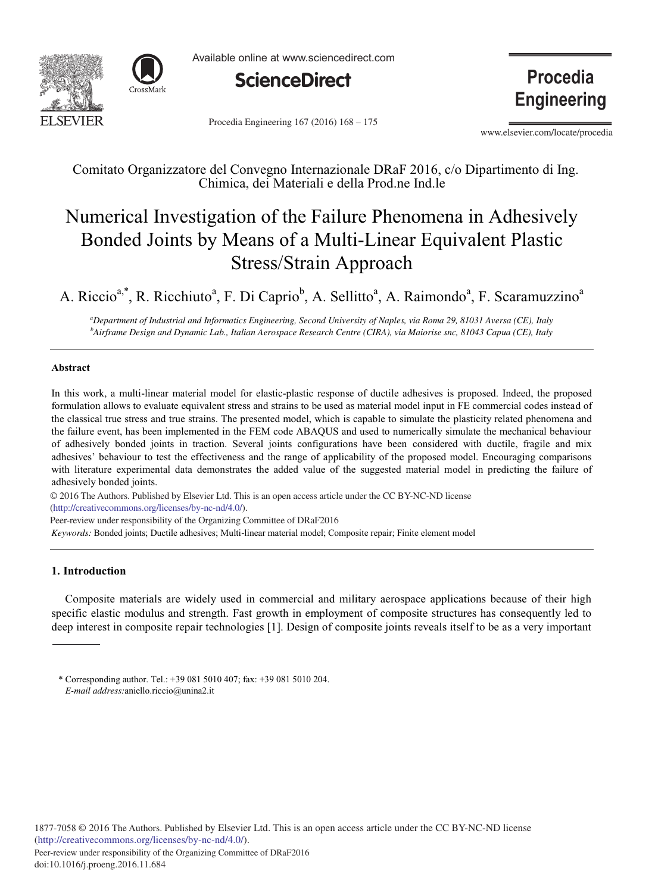Comitato Organizzatore del Convegno Internazionale DRaF 2016, c/o Dipartimento di Ing. Chimica, dei Materiali e della Prod.ne Ind.le

# Numerical Investigation of the Failure Phenomena in Adhesively Bonded Joints by Means of a Multi-Linear Equivalent Plastic Stress/Strain Approach

A. Riccio[a,*], R. Ricchiuto[a], F. Di Caprio[b], A. Sellitto[a], A. Raimondo[a], F. Scaramuzzino[a]

[a]*Department of Industrial and Informatics Engineering, Second University of Naples, via Roma 29, 81031 Aversa (CE), Italy*
[b]*Airframe Design and Dynamic Lab., Italian Aerospace Research Centre (CIRA), via Maiorise snc, 81043 Capua (CE), Italy*

---

## Abstract

In this work, a multi-linear material model for elastic-plastic response of ductile adhesives is proposed. Indeed, the proposed formulation allows to evaluate equivalent stress and strains to be used as material model input in FE commercial codes instead of the classical true stress and true strains. The presented model, which is capable to simulate the plasticity related phenomena and the failure event, has been implemented in the FEM code ABAQUS and used to numerically simulate the mechanical behaviour of adhesively bonded joints in traction. Several joints configurations have been considered with ductile, fragile and mix adhesives' behaviour to test the effectiveness and the range of applicability of the proposed model. Encouraging comparisons with literature experimental data demonstrates the added value of the suggested material model in predicting the failure of adhesively bonded joints.

© 2016 The Authors. Published by Elsevier Ltd. This is an open access article under the CC BY-NC-ND license (http://creativecommons.org/licenses/by-nc-nd/4.0/).

Peer-review under responsibility of the Organizing Committee of DRaF2016

*Keywords:* Bonded joints; Ductile adhesives; Multi-linear material model; Composite repair; Finite element model

---

## 1. Introduction

Composite materials are widely used in commercial and military aerospace applications because of their high specific elastic modulus and strength. Fast growth in employment of composite structures has consequently led to deep interest in composite repair technologies [1]. Design of composite joints reveals itself to be as a very important

\* Corresponding author. Tel.: +39 081 5010 407; fax: +39 081 5010 204.
*E-mail address:* aniello.riccio@unina2.it

1877-7058 © 2016 The Authors. Published by Elsevier Ltd. This is an open access article under the CC BY-NC-ND license (http://creativecommons.org/licenses/by-nc-nd/4.0/).
Peer-review under responsibility of the Organizing Committee of DRaF2016
doi:10.1016/j.proeng.2016.11.684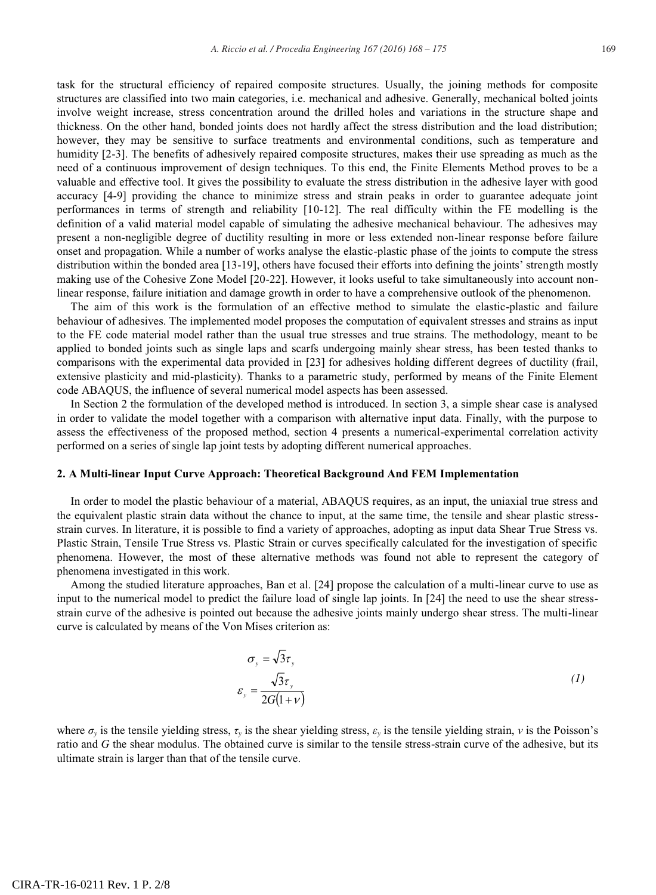task for the structural efficiency of repaired composite structures. Usually, the joining methods for composite structures are classified into two main categories, i.e. mechanical and adhesive. Generally, mechanical bolted joints involve weight increase, stress concentration around the drilled holes and variations in the structure shape and thickness. On the other hand, bonded joints does not hardly affect the stress distribution and the load distribution; however, they may be sensitive to surface treatments and environmental conditions, such as temperature and humidity [2-3]. The benefits of adhesively repaired composite structures, makes their use spreading as much as the need of a continuous improvement of design techniques. To this end, the Finite Elements Method proves to be a valuable and effective tool. It gives the possibility to evaluate the stress distribution in the adhesive layer with good accuracy [4-9] providing the chance to minimize stress and strain peaks in order to guarantee adequate joint performances in terms of strength and reliability [10-12]. The real difficulty within the FE modelling is the definition of a valid material model capable of simulating the adhesive mechanical behaviour. The adhesives may present a non-negligible degree of ductility resulting in more or less extended non-linear response before failure onset and propagation. While a number of works analyse the elastic-plastic phase of the joints to compute the stress distribution within the bonded area [13-19], others have focused their efforts into defining the joints' strength mostly making use of the Cohesive Zone Model [20-22]. However, it looks useful to take simultaneously into account non-linear response, failure initiation and damage growth in order to have a comprehensive outlook of the phenomenon.

The aim of this work is the formulation of an effective method to simulate the elastic-plastic and failure behaviour of adhesives. The implemented model proposes the computation of equivalent stresses and strains as input to the FE code material model rather than the usual true stresses and true strains. The methodology, meant to be applied to bonded joints such as single laps and scarfs undergoing mainly shear stress, has been tested thanks to comparisons with the experimental data provided in [23] for adhesives holding different degrees of ductility (frail, extensive plasticity and mid-plasticity). Thanks to a parametric study, performed by means of the Finite Element code ABAQUS, the influence of several numerical model aspects has been assessed.

In Section 2 the formulation of the developed method is introduced. In section 3, a simple shear case is analysed in order to validate the model together with a comparison with alternative input data. Finally, with the purpose to assess the effectiveness of the proposed method, section 4 presents a numerical-experimental correlation activity performed on a series of single lap joint tests by adopting different numerical approaches.

## 2. A Multi-linear Input Curve Approach: Theoretical Background And FEM Implementation

In order to model the plastic behaviour of a material, ABAQUS requires, as an input, the uniaxial true stress and the equivalent plastic strain data without the chance to input, at the same time, the tensile and shear plastic stress-strain curves. In literature, it is possible to find a variety of approaches, adopting as input data Shear True Stress vs. Plastic Strain, Tensile True Stress vs. Plastic Strain or curves specifically calculated for the investigation of specific phenomena. However, the most of these alternative methods was found not able to represent the category of phenomena investigated in this work.

Among the studied literature approaches, Ban et al. [24] propose the calculation of a multi-linear curve to use as input to the numerical model to predict the failure load of single lap joints. In [24] the need to use the shear stress-strain curve of the adhesive is pointed out because the adhesive joints mainly undergo shear stress. The multi-linear curve is calculated by means of the Von Mises criterion as:

$$\sigma_y = \sqrt{3}\tau_y$$
$$\varepsilon_y = \frac{\sqrt{3}\tau_y}{2G(1+\nu)} \qquad (1)$$

where $\sigma_y$ is the tensile yielding stress, $\tau_y$ is the shear yielding stress, $\varepsilon_y$ is the tensile yielding strain, $\nu$ is the Poisson's ratio and $G$ the shear modulus. The obtained curve is similar to the tensile stress-strain curve of the adhesive, but its ultimate strain is larger than that of the tensile curve.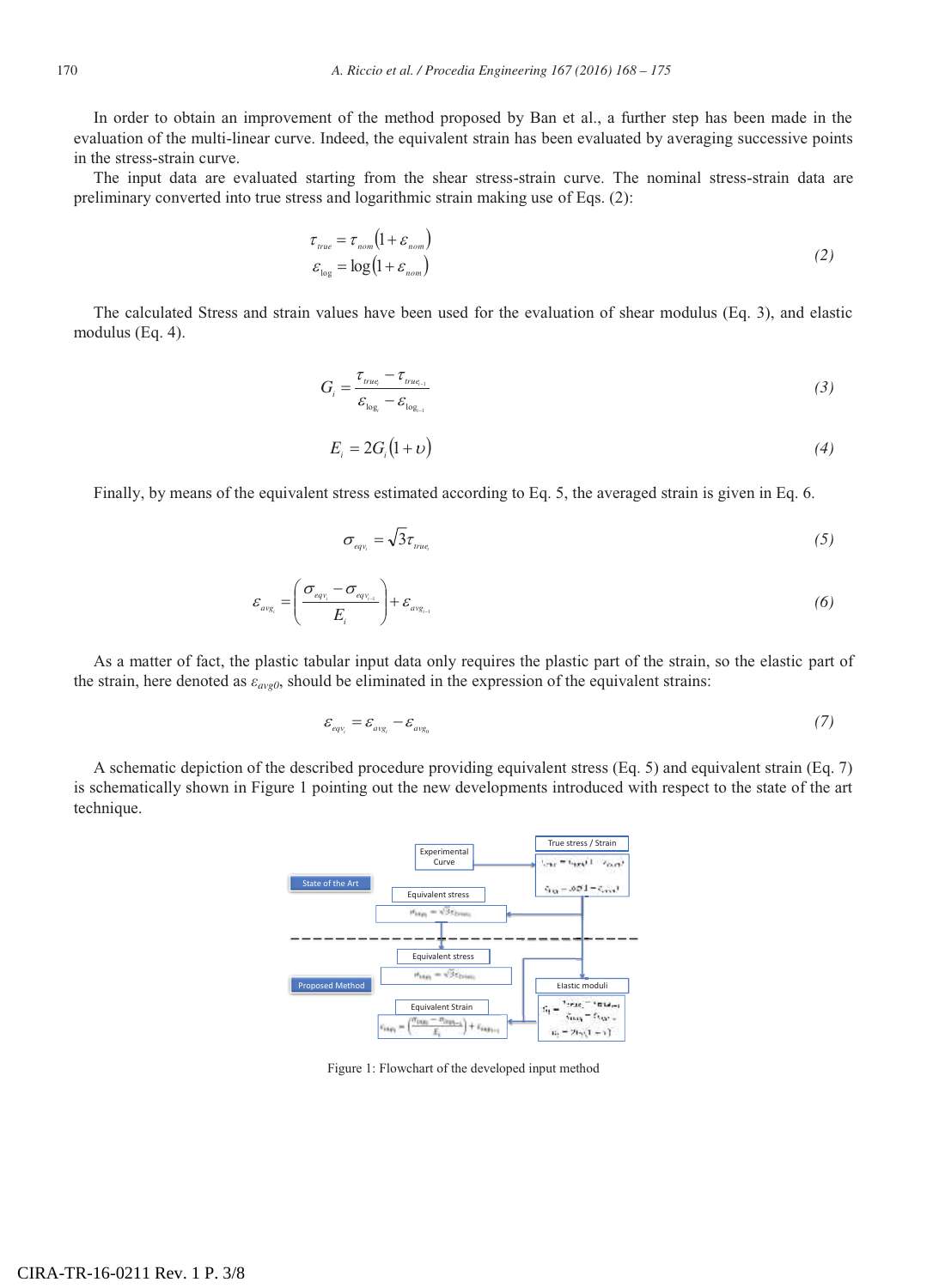In order to obtain an improvement of the method proposed by Ban et al., a further step has been made in the evaluation of the multi-linear curve. Indeed, the equivalent strain has been evaluated by averaging successive points in the stress-strain curve.

The input data are evaluated starting from the shear stress-strain curve. The nominal stress-strain data are preliminary converted into true stress and logarithmic strain making use of Eqs. (2):

$$
\begin{aligned}
\tau_{true} &= \tau_{nom}(1+\varepsilon_{nom}) \\
\varepsilon_{\log} &= \log(1+\varepsilon_{nom})
\end{aligned}
\tag{2}
$$

The calculated Stress and strain values have been used for the evaluation of shear modulus (Eq. 3), and elastic modulus (Eq. 4).

$$
G_i = \frac{\tau_{true_i} - \tau_{true_{i-1}}}{\varepsilon_{\log_i} - \varepsilon_{\log_{i-1}}} \tag{3}
$$

$$
E_i = 2G_i(1+\upsilon) \tag{4}
$$

Finally, by means of the equivalent stress estimated according to Eq. 5, the averaged strain is given in Eq. 6.

$$
\sigma_{eqv_i} = \sqrt{3}\tau_{true_i} \tag{5}
$$

$$
\varepsilon_{avg_i} = \left(\frac{\sigma_{eqv_i} - \sigma_{eqv_{i-1}}}{E_i}\right) + \varepsilon_{avg_{i-1}} \tag{6}
$$

As a matter of fact, the plastic tabular input data only requires the plastic part of the strain, so the elastic part of the strain, here denoted as $\varepsilon_{avg0}$, should be eliminated in the expression of the equivalent strains:

$$
\varepsilon_{eqv_i} = \varepsilon_{avg_i} - \varepsilon_{avg_0} \tag{7}
$$

A schematic depiction of the described procedure providing equivalent stress (Eq. 5) and equivalent strain (Eq. 7) is schematically shown in Figure 1 pointing out the new developments introduced with respect to the state of the art technique.

Figure 1: Flowchart of the developed input method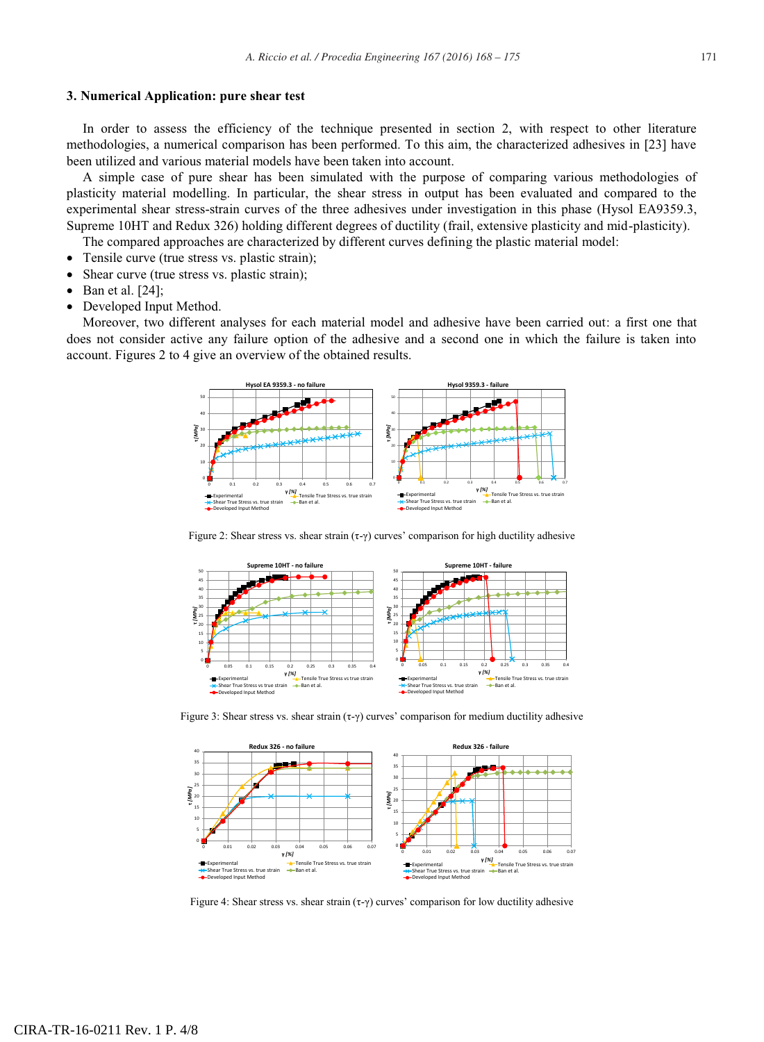## 3. Numerical Application: pure shear test

In order to assess the efficiency of the technique presented in section 2, with respect to other literature methodologies, a numerical comparison has been performed. To this aim, the characterized adhesives in [23] have been utilized and various material models have been taken into account.

A simple case of pure shear has been simulated with the purpose of comparing various methodologies of plasticity material modelling. In particular, the shear stress in output has been evaluated and compared to the experimental shear stress-strain curves of the three adhesives under investigation in this phase (Hysol EA9359.3, Supreme 10HT and Redux 326) holding different degrees of ductility (frail, extensive plasticity and mid-plasticity).

The compared approaches are characterized by different curves defining the plastic material model:

- Tensile curve (true stress vs. plastic strain);
- Shear curve (true stress vs. plastic strain);
- Ban et al. [24];
- Developed Input Method.

Moreover, two different analyses for each material model and adhesive have been carried out: a first one that does not consider active any failure option of the adhesive and a second one in which the failure is taken into account. Figures 2 to 4 give an overview of the obtained results.

Figure 2: Shear stress vs. shear strain (τ-γ) curves' comparison for high ductility adhesive

Figure 3: Shear stress vs. shear strain (τ-γ) curves' comparison for medium ductility adhesive

Figure 4: Shear stress vs. shear strain (τ-γ) curves' comparison for low ductility adhesive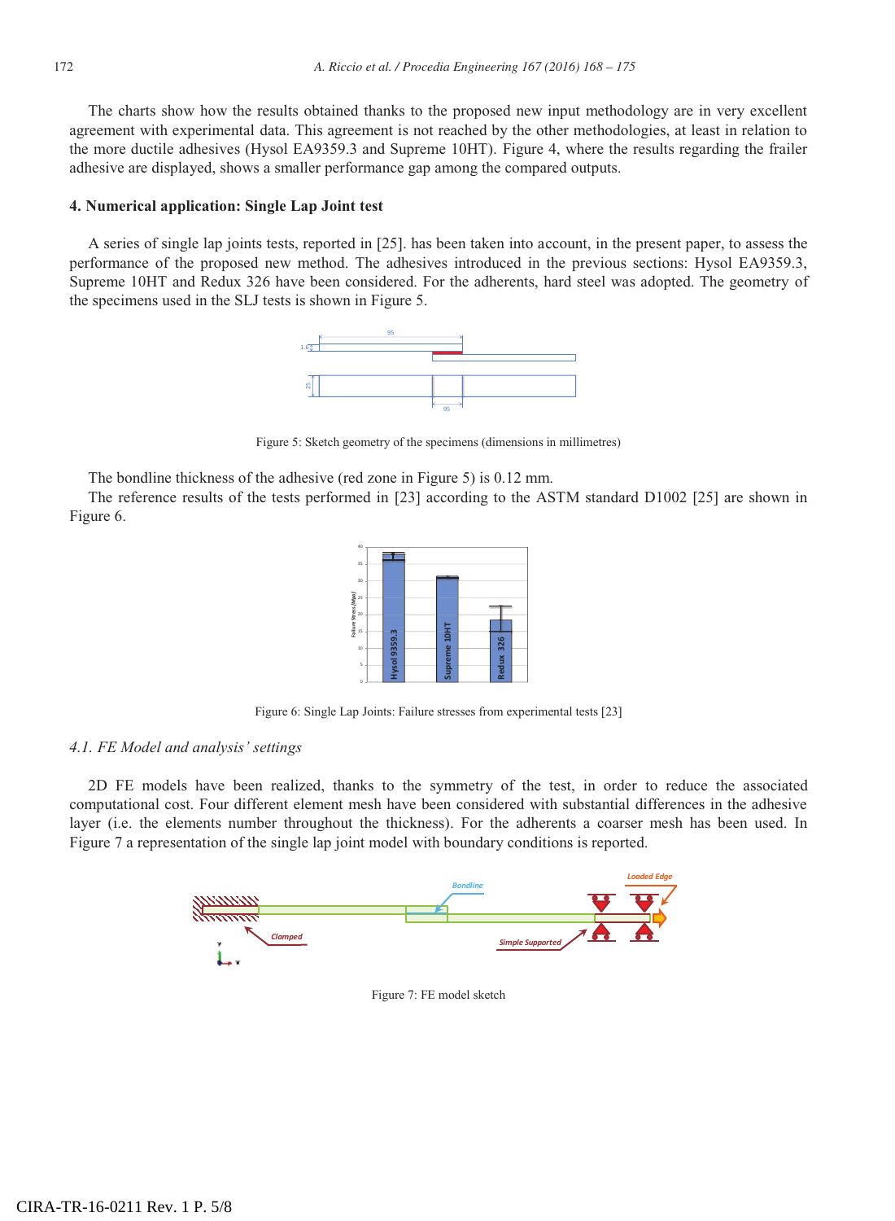The charts show how the results obtained thanks to the proposed new input methodology are in very excellent agreement with experimental data. This agreement is not reached by the other methodologies, at least in relation to the more ductile adhesives (Hysol EA9359.3 and Supreme 10HT). Figure 4, where the results regarding the frailer adhesive are displayed, shows a smaller performance gap among the compared outputs.

## 4. Numerical application: Single Lap Joint test

A series of single lap joints tests, reported in [25]. has been taken into account, in the present paper, to assess the performance of the proposed new method. The adhesives introduced in the previous sections: Hysol EA9359.3, Supreme 10HT and Redux 326 have been considered. For the adherents, hard steel was adopted. The geometry of the specimens used in the SLJ tests is shown in Figure 5.

Figure 5: Sketch geometry of the specimens (dimensions in millimetres)

The bondline thickness of the adhesive (red zone in Figure 5) is 0.12 mm.

The reference results of the tests performed in [23] according to the ASTM standard D1002 [25] are shown in Figure 6.

Figure 6: Single Lap Joints: Failure stresses from experimental tests [23]

### *4.1. FE Model and analysis' settings*

2D FE models have been realized, thanks to the symmetry of the test, in order to reduce the associated computational cost. Four different element mesh have been considered with substantial differences in the adhesive layer (i.e. the elements number throughout the thickness). For the adherents a coarser mesh has been used. In Figure 7 a representation of the single lap joint model with boundary conditions is reported.

Figure 7: FE model sketch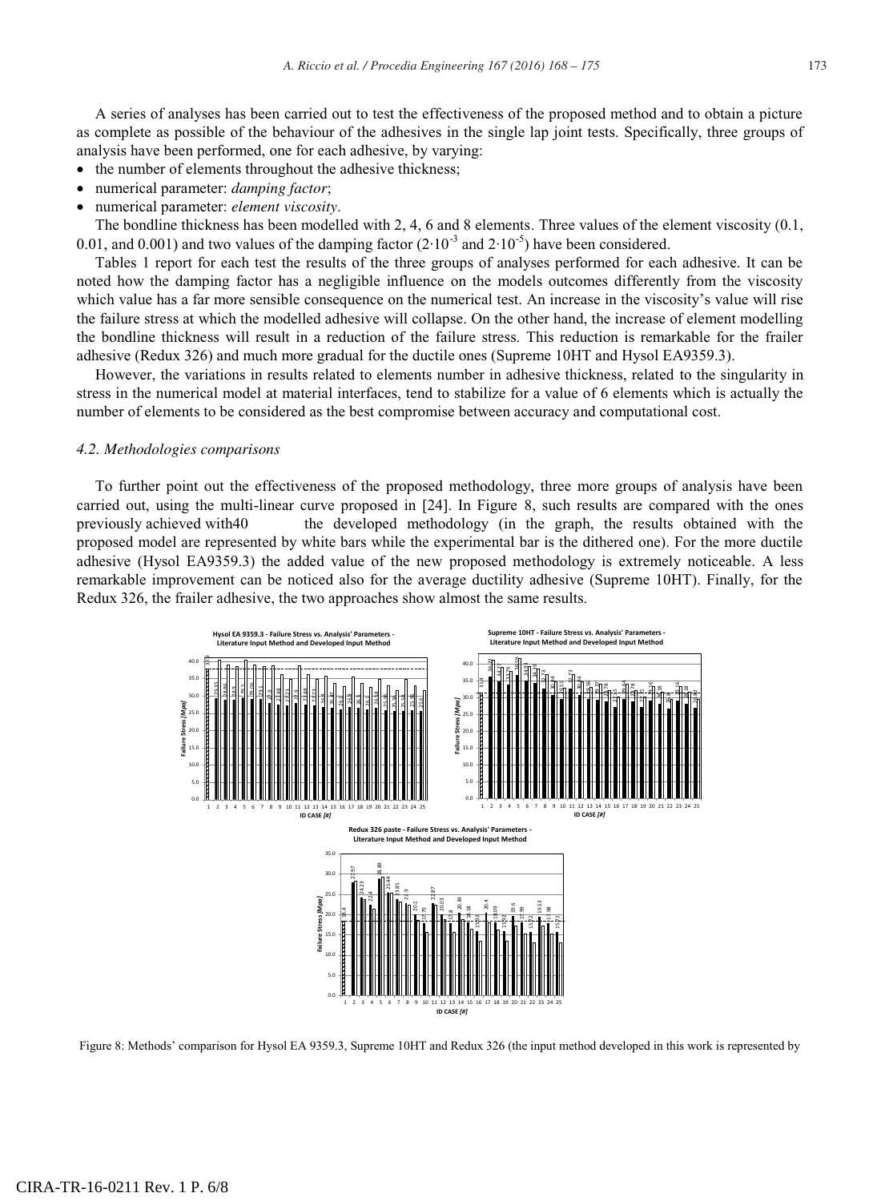A series of analyses has been carried out to test the effectiveness of the proposed method and to obtain a picture as complete as possible of the behaviour of the adhesives in the single lap joint tests. Specifically, three groups of analysis have been performed, one for each adhesive, by varying:

- the number of elements throughout the adhesive thickness;
- numerical parameter: *damping factor*;
- numerical parameter: *element viscosity*.

The bondline thickness has been modelled with 2, 4, 6 and 8 elements. Three values of the element viscosity (0.1, 0.01, and 0.001) and two values of the damping factor ($2 \cdot 10^{-3}$ and $2 \cdot 10^{-5}$) have been considered.

Tables 1 report for each test the results of the three groups of analyses performed for each adhesive. It can be noted how the damping factor has a negligible influence on the models outcomes differently from the viscosity which value has a far more sensible consequence on the numerical test. An increase in the viscosity's value will rise the failure stress at which the modelled adhesive will collapse. On the other hand, the increase of element modelling the bondline thickness will result in a reduction of the failure stress. This reduction is remarkable for the frailer adhesive (Redux 326) and much more gradual for the ductile ones (Supreme 10HT and Hysol EA9359.3).

However, the variations in results related to elements number in adhesive thickness, related to the singularity in stress in the numerical model at material interfaces, tend to stabilize for a value of 6 elements which is actually the number of elements to be considered as the best compromise between accuracy and computational cost.

### 4.2. Methodologies comparisons

To further point out the effectiveness of the proposed methodology, three more groups of analysis have been carried out, using the multi-linear curve proposed in [24]. In Figure 8, such results are compared with the ones previously achieved with40 the developed methodology (in the graph, the results obtained with the proposed model are represented by white bars while the experimental bar is the dithered one). For the more ductile adhesive (Hysol EA9359.3) the added value of the new proposed methodology is extremely noticeable. A less remarkable improvement can be noticed also for the average ductility adhesive (Supreme 10HT). Finally, for the Redux 326, the frailer adhesive, the two approaches show almost the same results.

Figure 8: Methods' comparison for Hysol EA 9359.3, Supreme 10HT and Redux 326 (the input method developed in this work is represented by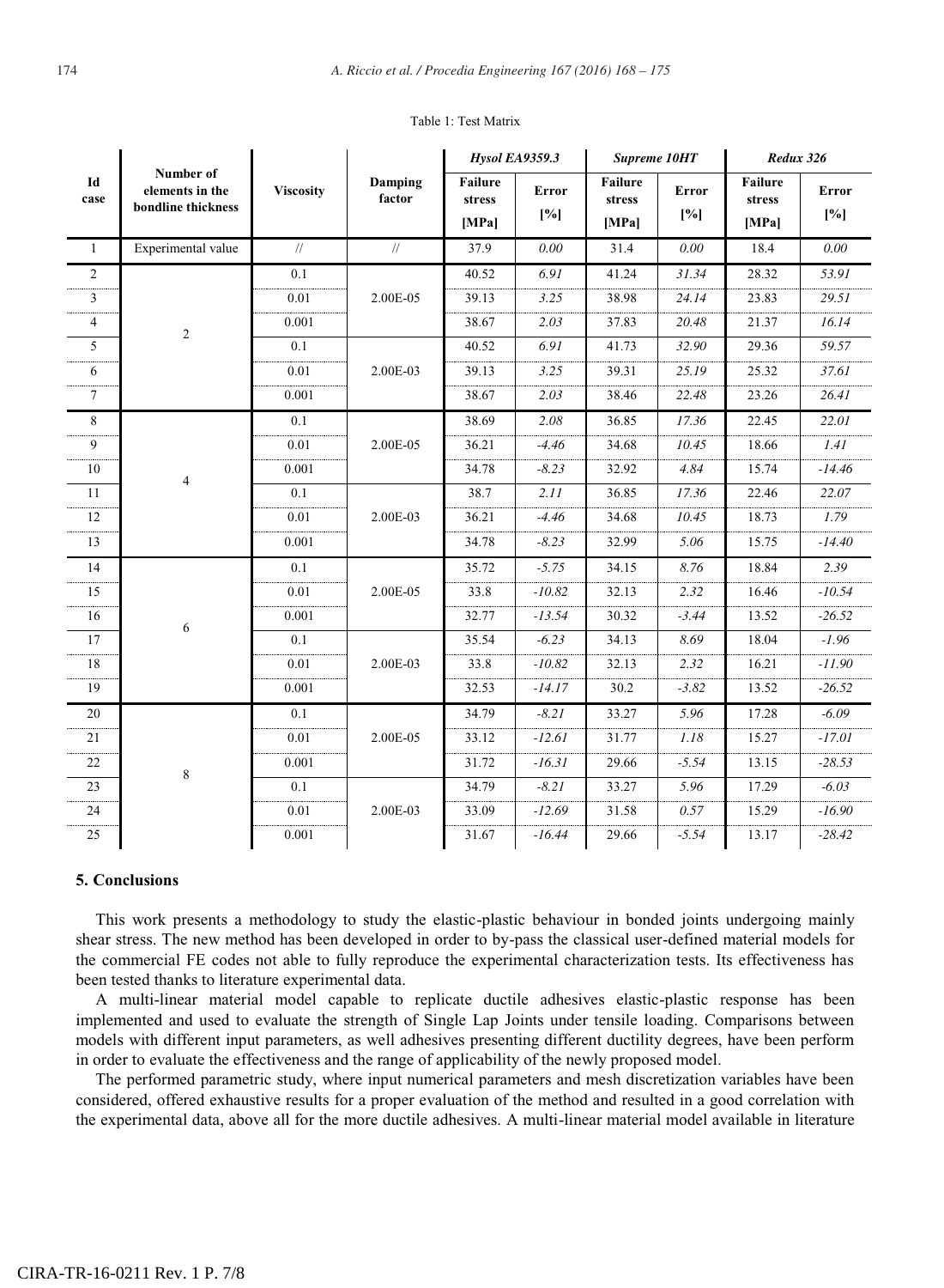Table 1: Test Matrix

| Id case | Number of elements in the bondline thickness | Viscosity | Damping factor | *Hysol EA9359.3* | | *Supreme 10HT* | | *Redux 326* | |
|---|---|---|---|---|---|---|---|---|---|
| | | | | Failure stress [MPa] | Error [%] | Failure stress [MPa] | Error [%] | Failure stress [MPa] | Error [%] |
| 1 | Experimental value | // | // | 37.9 | *0.00* | 31.4 | *0.00* | 18.4 | *0.00* |
| 2 | 2 | 0.1 | 2.00E-05 | 40.52 | *6.91* | 41.24 | *31.34* | 28.32 | *53.91* |
| 3 | | 0.01 | | 39.13 | *3.25* | 38.98 | *24.14* | 23.83 | *29.51* |
| 4 | | 0.001 | | 38.67 | *2.03* | 37.83 | *20.48* | 21.37 | *16.14* |
| 5 | | 0.1 | 2.00E-03 | 40.52 | *6.91* | 41.73 | *32.90* | 29.36 | *59.57* |
| 6 | | 0.01 | | 39.13 | *3.25* | 39.31 | *25.19* | 25.32 | *37.61* |
| 7 | | 0.001 | | 38.67 | *2.03* | 38.46 | *22.48* | 23.26 | *26.41* |
| 8 | 4 | 0.1 | 2.00E-05 | 38.69 | *2.08* | 36.85 | *17.36* | 22.45 | *22.01* |
| 9 | | 0.01 | | 36.21 | *-4.46* | 34.68 | *10.45* | 18.66 | *1.41* |
| 10 | | 0.001 | | 34.78 | *-8.23* | 32.92 | *4.84* | 15.74 | *-14.46* |
| 11 | | 0.1 | 2.00E-03 | 38.7 | *2.11* | 36.85 | *17.36* | 22.46 | *22.07* |
| 12 | | 0.01 | | 36.21 | *-4.46* | 34.68 | *10.45* | 18.73 | *1.79* |
| 13 | | 0.001 | | 34.78 | *-8.23* | 32.99 | *5.06* | 15.75 | *-14.40* |
| 14 | 6 | 0.1 | 2.00E-05 | 35.72 | *-5.75* | 34.15 | *8.76* | 18.84 | *2.39* |
| 15 | | 0.01 | | 33.8 | *-10.82* | 32.13 | *2.32* | 16.46 | *-10.54* |
| 16 | | 0.001 | | 32.77 | *-13.54* | 30.32 | *-3.44* | 13.52 | *-26.52* |
| 17 | | 0.1 | 2.00E-03 | 35.54 | *-6.23* | 34.13 | *8.69* | 18.04 | *-1.96* |
| 18 | | 0.01 | | 33.8 | *-10.82* | 32.13 | *2.32* | 16.21 | *-11.90* |
| 19 | | 0.001 | | 32.53 | *-14.17* | 30.2 | *-3.82* | 13.52 | *-26.52* |
| 20 | 8 | 0.1 | 2.00E-05 | 34.79 | *-8.21* | 33.27 | *5.96* | 17.28 | *-6.09* |
| 21 | | 0.01 | | 33.12 | *-12.61* | 31.77 | *1.18* | 15.27 | *-17.01* |
| 22 | | 0.001 | | 31.72 | *-16.31* | 29.66 | *-5.54* | 13.15 | *-28.53* |
| 23 | | 0.1 | 2.00E-03 | 34.79 | *-8.21* | 33.27 | *5.96* | 17.29 | *-6.03* |
| 24 | | 0.01 | | 33.09 | *-12.69* | 31.58 | *0.57* | 15.29 | *-16.90* |
| 25 | | 0.001 | | 31.67 | *-16.44* | 29.66 | *-5.54* | 13.17 | *-28.42* |

## 5. Conclusions

This work presents a methodology to study the elastic-plastic behaviour in bonded joints undergoing mainly shear stress. The new method has been developed in order to by-pass the classical user-defined material models for the commercial FE codes not able to fully reproduce the experimental characterization tests. Its effectiveness has been tested thanks to literature experimental data.

A multi-linear material model capable to replicate ductile adhesives elastic-plastic response has been implemented and used to evaluate the strength of Single Lap Joints under tensile loading. Comparisons between models with different input parameters, as well adhesives presenting different ductility degrees, have been perform in order to evaluate the effectiveness and the range of applicability of the newly proposed model.

The performed parametric study, where input numerical parameters and mesh discretization variables have been considered, offered exhaustive results for a proper evaluation of the method and resulted in a good correlation with the experimental data, above all for the more ductile adhesives. A multi-linear material model available in literature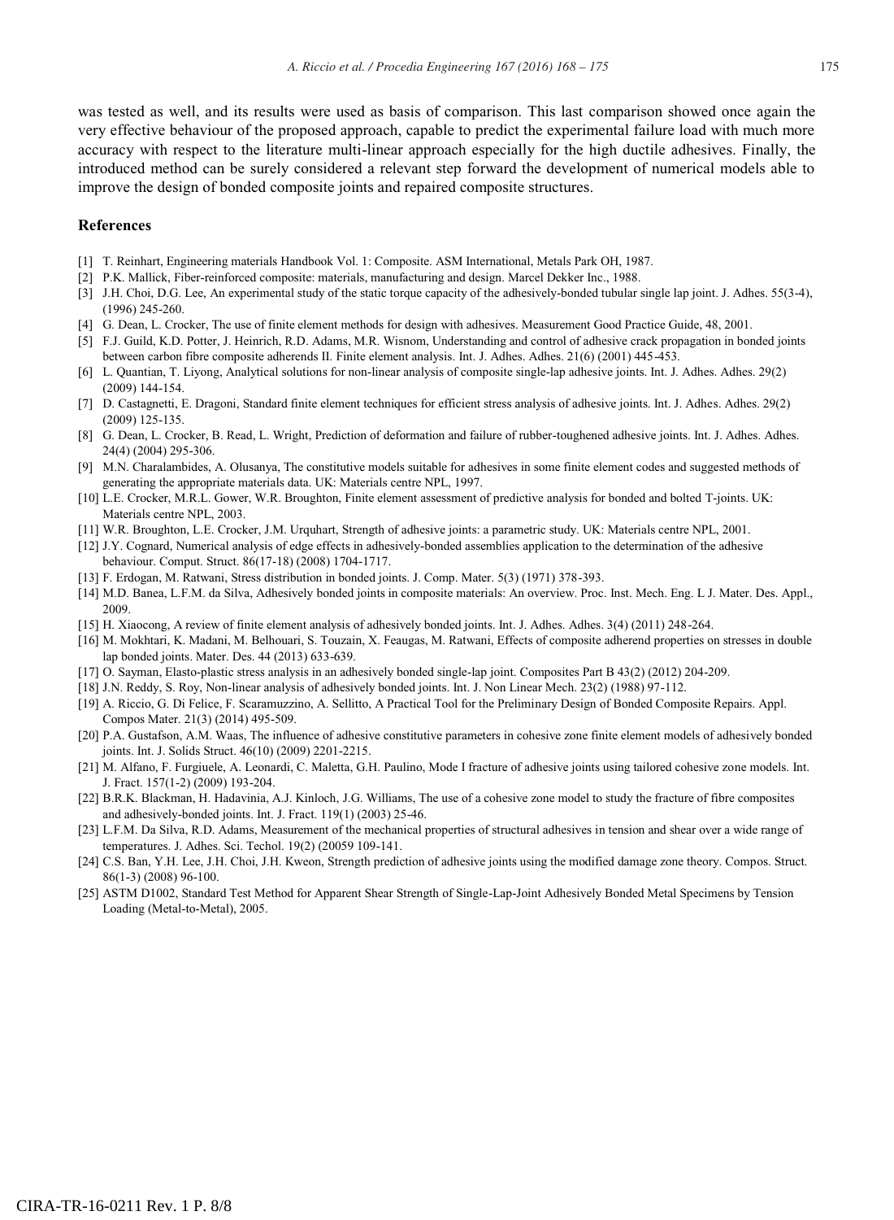was tested as well, and its results were used as basis of comparison. This last comparison showed once again the very effective behaviour of the proposed approach, capable to predict the experimental failure load with much more accuracy with respect to the literature multi-linear approach especially for the high ductile adhesives. Finally, the introduced method can be surely considered a relevant step forward the development of numerical models able to improve the design of bonded composite joints and repaired composite structures.

## References

[1] T. Reinhart, Engineering materials Handbook Vol. 1: Composite. ASM International, Metals Park OH, 1987.

[2] P.K. Mallick, Fiber-reinforced composite: materials, manufacturing and design. Marcel Dekker Inc., 1988.

[3] J.H. Choi, D.G. Lee, An experimental study of the static torque capacity of the adhesively-bonded tubular single lap joint. J. Adhes. 55(3-4), (1996) 245-260.

[4] G. Dean, L. Crocker, The use of finite element methods for design with adhesives. Measurement Good Practice Guide, 48, 2001.

[5] F.J. Guild, K.D. Potter, J. Heinrich, R.D. Adams, M.R. Wisnom, Understanding and control of adhesive crack propagation in bonded joints between carbon fibre composite adherends II. Finite element analysis. Int. J. Adhes. Adhes. 21(6) (2001) 445-453.

[6] L. Quantian, T. Liyong, Analytical solutions for non-linear analysis of composite single-lap adhesive joints. Int. J. Adhes. Adhes. 29(2) (2009) 144-154.

[7] D. Castagnetti, E. Dragoni, Standard finite element techniques for efficient stress analysis of adhesive joints. Int. J. Adhes. Adhes. 29(2) (2009) 125-135.

[8] G. Dean, L. Crocker, B. Read, L. Wright, Prediction of deformation and failure of rubber-toughened adhesive joints. Int. J. Adhes. Adhes. 24(4) (2004) 295-306.

[9] M.N. Charalambides, A. Olusanya, The constitutive models suitable for adhesives in some finite element codes and suggested methods of generating the appropriate materials data. UK: Materials centre NPL, 1997.

[10] L.E. Crocker, M.R.L. Gower, W.R. Broughton, Finite element assessment of predictive analysis for bonded and bolted T-joints. UK: Materials centre NPL, 2003.

[11] W.R. Broughton, L.E. Crocker, J.M. Urquhart, Strength of adhesive joints: a parametric study. UK: Materials centre NPL, 2001.

[12] J.Y. Cognard, Numerical analysis of edge effects in adhesively-bonded assemblies application to the determination of the adhesive behaviour. Comput. Struct. 86(17-18) (2008) 1704-1717.

[13] F. Erdogan, M. Ratwani, Stress distribution in bonded joints. J. Comp. Mater. 5(3) (1971) 378-393.

[14] M.D. Banea, L.F.M. da Silva, Adhesively bonded joints in composite materials: An overview. Proc. Inst. Mech. Eng. L J. Mater. Des. Appl., 2009.

[15] H. Xiaocong, A review of finite element analysis of adhesively bonded joints. Int. J. Adhes. Adhes. 3(4) (2011) 248-264.

[16] M. Mokhtari, K. Madani, M. Belhouari, S. Touzain, X. Feaugas, M. Ratwani, Effects of composite adherend properties on stresses in double lap bonded joints. Mater. Des. 44 (2013) 633-639.

[17] O. Sayman, Elasto-plastic stress analysis in an adhesively bonded single-lap joint. Composites Part B 43(2) (2012) 204-209.

[18] J.N. Reddy, S. Roy, Non-linear analysis of adhesively bonded joints. Int. J. Non Linear Mech. 23(2) (1988) 97-112.

[19] A. Riccio, G. Di Felice, F. Scaramuzzino, A. Sellitto, A Practical Tool for the Preliminary Design of Bonded Composite Repairs. Appl. Compos Mater. 21(3) (2014) 495-509.

[20] P.A. Gustafson, A.M. Waas, The influence of adhesive constitutive parameters in cohesive zone finite element models of adhesively bonded joints. Int. J. Solids Struct. 46(10) (2009) 2201-2215.

[21] M. Alfano, F. Furgiuele, A. Leonardi, C. Maletta, G.H. Paulino, Mode I fracture of adhesive joints using tailored cohesive zone models. Int. J. Fract. 157(1-2) (2009) 193-204.

[22] B.R.K. Blackman, H. Hadavinia, A.J. Kinloch, J.G. Williams, The use of a cohesive zone model to study the fracture of fibre composites and adhesively-bonded joints. Int. J. Fract. 119(1) (2003) 25-46.

[23] L.F.M. Da Silva, R.D. Adams, Measurement of the mechanical properties of structural adhesives in tension and shear over a wide range of temperatures. J. Adhes. Sci. Techol. 19(2) (20059 109-141.

[24] C.S. Ban, Y.H. Lee, J.H. Choi, J.H. Kweon, Strength prediction of adhesive joints using the modified damage zone theory. Compos. Struct. 86(1-3) (2008) 96-100.

[25] ASTM D1002, Standard Test Method for Apparent Shear Strength of Single-Lap-Joint Adhesively Bonded Metal Specimens by Tension Loading (Metal-to-Metal), 2005.